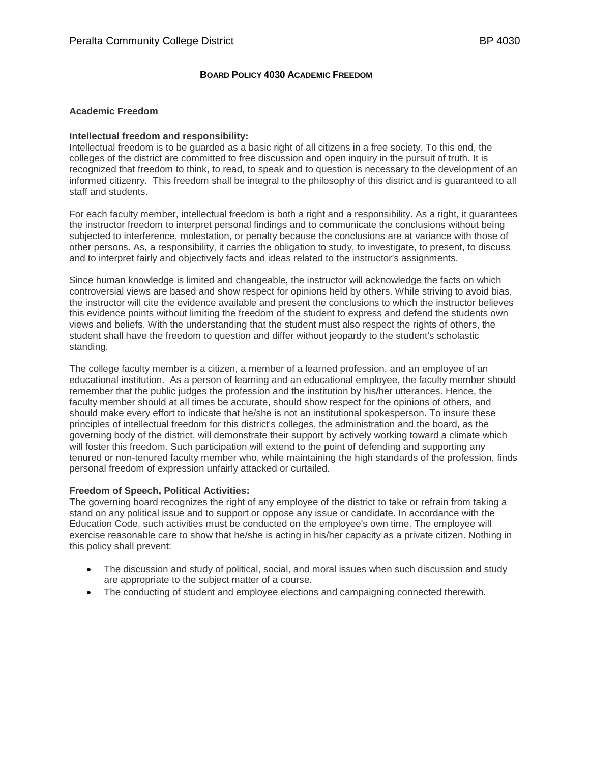# BOARD POLICY 4030 ACADEMIC FREEDOM

## Academic Freedom

**Intellectual freedom and responsibility:**
Intellectual freedom is to be guarded as a basic right of all citizens in a free society. To this end, the colleges of the district are committed to free discussion and open inquiry in the pursuit of truth. It is recognized that freedom to think, to read, to speak and to question is necessary to the development of an informed citizenry. This freedom shall be integral to the philosophy of this district and is guaranteed to all staff and students.

For each faculty member, intellectual freedom is both a right and a responsibility. As a right, it guarantees the instructor freedom to interpret personal findings and to communicate the conclusions without being subjected to interference, molestation, or penalty because the conclusions are at variance with those of other persons. As, a responsibility, it carries the obligation to study, to investigate, to present, to discuss and to interpret fairly and objectively facts and ideas related to the instructor's assignments.

Since human knowledge is limited and changeable, the instructor will acknowledge the facts on which controversial views are based and show respect for opinions held by others. While striving to avoid bias, the instructor will cite the evidence available and present the conclusions to which the instructor believes this evidence points without limiting the freedom of the student to express and defend the students own views and beliefs. With the understanding that the student must also respect the rights of others, the student shall have the freedom to question and differ without jeopardy to the student's scholastic standing.

The college faculty member is a citizen, a member of a learned profession, and an employee of an educational institution. As a person of learning and an educational employee, the faculty member should remember that the public judges the profession and the institution by his/her utterances. Hence, the faculty member should at all times be accurate, should show respect for the opinions of others, and should make every effort to indicate that he/she is not an institutional spokesperson. To insure these principles of intellectual freedom for this district's colleges, the administration and the board, as the governing body of the district, will demonstrate their support by actively working toward a climate which will foster this freedom. Such participation will extend to the point of defending and supporting any tenured or non-tenured faculty member who, while maintaining the high standards of the profession, finds personal freedom of expression unfairly attacked or curtailed.

**Freedom of Speech, Political Activities:**
The governing board recognizes the right of any employee of the district to take or refrain from taking a stand on any political issue and to support or oppose any issue or candidate. In accordance with the Education Code, such activities must be conducted on the employee's own time. The employee will exercise reasonable care to show that he/she is acting in his/her capacity as a private citizen. Nothing in this policy shall prevent:

- The discussion and study of political, social, and moral issues when such discussion and study are appropriate to the subject matter of a course.
- The conducting of student and employee elections and campaigning connected therewith.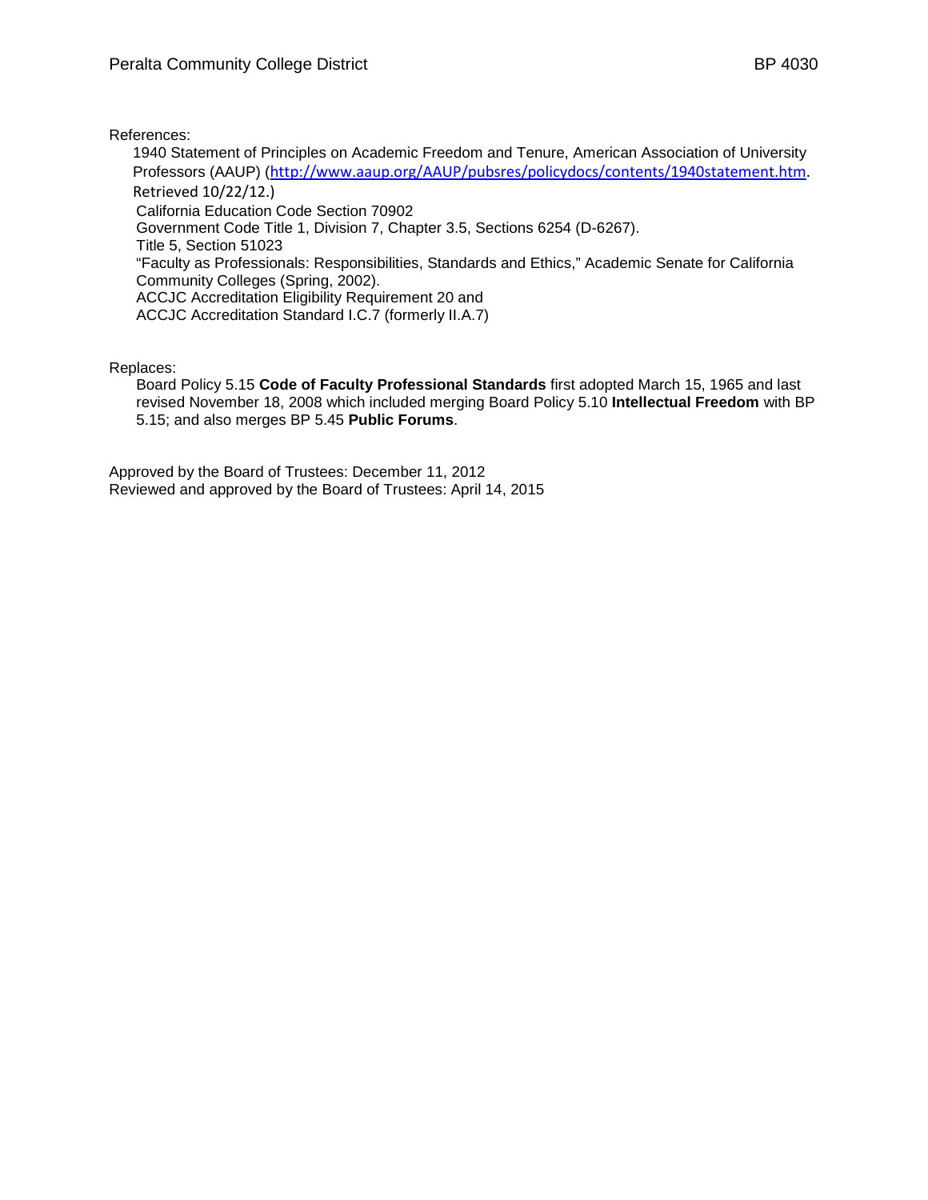References:

1940 Statement of Principles on Academic Freedom and Tenure, American Association of University Professors (AAUP) (http://www.aaup.org/AAUP/pubsres/policydocs/contents/1940statement.htm. Retrieved 10/22/12.)
California Education Code Section 70902
Government Code Title 1, Division 7, Chapter 3.5, Sections 6254 (D-6267).
Title 5, Section 51023
"Faculty as Professionals: Responsibilities, Standards and Ethics," Academic Senate for California Community Colleges (Spring, 2002).
ACCJC Accreditation Eligibility Requirement 20 and
ACCJC Accreditation Standard I.C.7 (formerly II.A.7)

Replaces:

Board Policy 5.15 **Code of Faculty Professional Standards** first adopted March 15, 1965 and last revised November 18, 2008 which included merging Board Policy 5.10 **Intellectual Freedom** with BP 5.15; and also merges BP 5.45 **Public Forums**.

Approved by the Board of Trustees: December 11, 2012
Reviewed and approved by the Board of Trustees: April 14, 2015